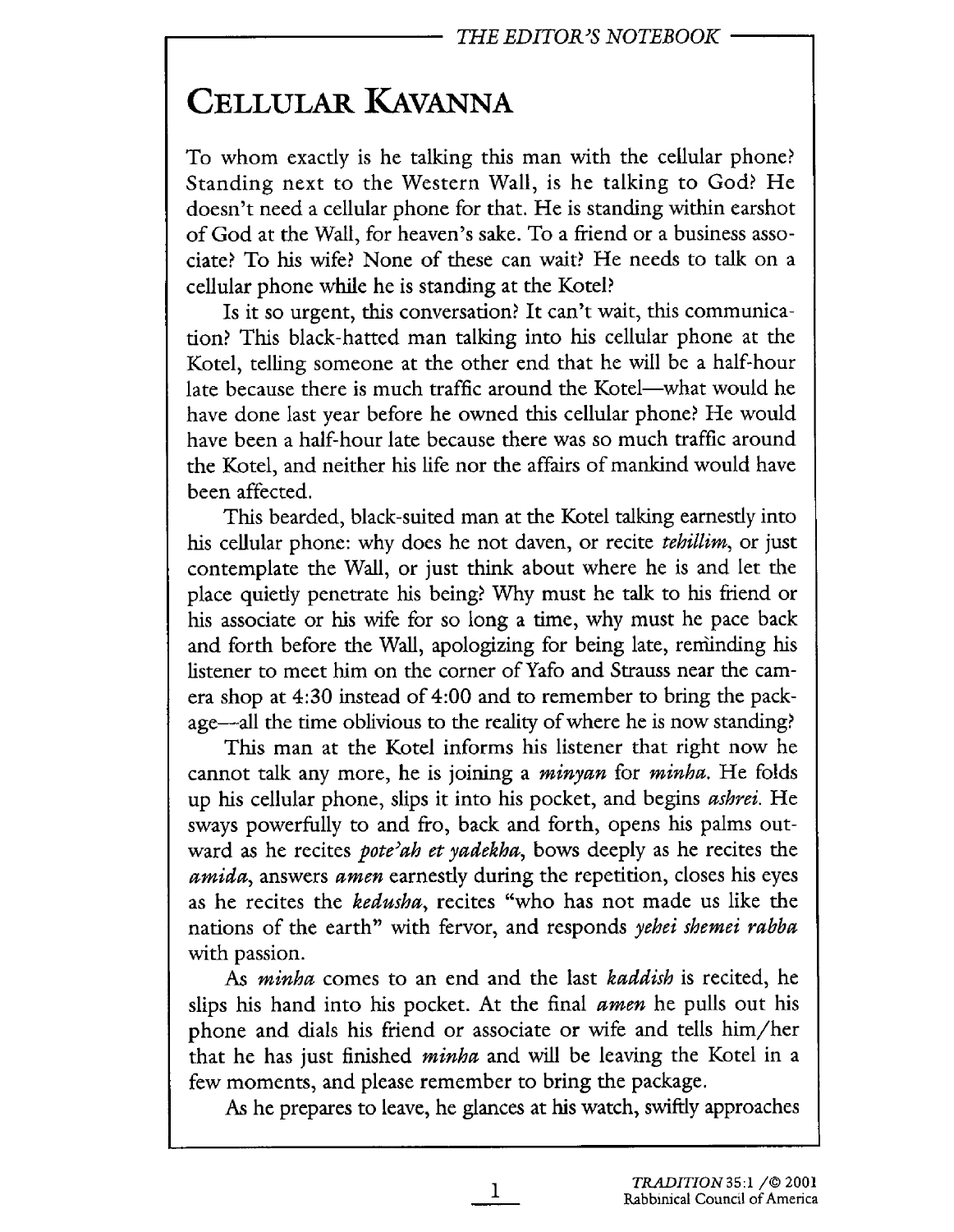# Cellular Kavanna

To whom exactly is he talking this man with the cellular phone? Standing next to the Western Wall, is he talking to God? He doesn't need a cellular phone for that. He is standing within earshot of God at the Wall, for heaven's sake. To a friend or a business associate? To his wife? None of these can wait? He needs to talk on a cellular phone while he is standing at the Kotel?

Is it so urgent, this conversation? It can't wait, this communication? This black-hatted man talking into his cellular phone at the Kotel, telling someone at the other end that he will be a half-hour late because there is much traffic around the Kotel—what would he have done last year before he owned this cellular phone? He would have been a half-hour late because there was so much traffic around the Kotel, and neither his life nor the affairs of mankind would have been affected.

This bearded, black-suited man at the Kotel talking earnestly into his cellular phone: why does he not daven, or recite *tehillim*, or just contemplate the Wall, or just think about where he is and let the place quietly penetrate his being? Why must he talk to his friend or his associate or his wife for so long a time, why must he pace back and forth before the Wall, apologizing for being late, reminding his listener to meet him on the corner of Yafo and Strauss near the camera shop at 4:30 instead of 4:00 and to remember to bring the package—all the time oblivious to the reality of where he is now standing?

This man at the Kotel informs his listener that right now he cannot talk any more, he is joining a *minyan* for *minha*. He folds up his cellular phone, slips it into his pocket, and begins *ashrei*. He sways powerfully to and fro, back and forth, opens his palms outward as he recites *pote'ah et yadekha*, bows deeply as he recites the *amida*, answers *amen* earnestly during the repetition, closes his eyes as he recites the *kedusha*, recites "who has not made us like the nations of the earth" with fervor, and responds *yehei shemei rabba* with passion.

As *minha* comes to an end and the last *kaddish* is recited, he slips his hand into his pocket. At the final *amen* he pulls out his phone and dials his friend or associate or wife and tells him/her that he has just finished *minha* and will be leaving the Kotel in a few moments, and please remember to bring the package.

As he prepares to leave, he glances at his watch, swiftly approaches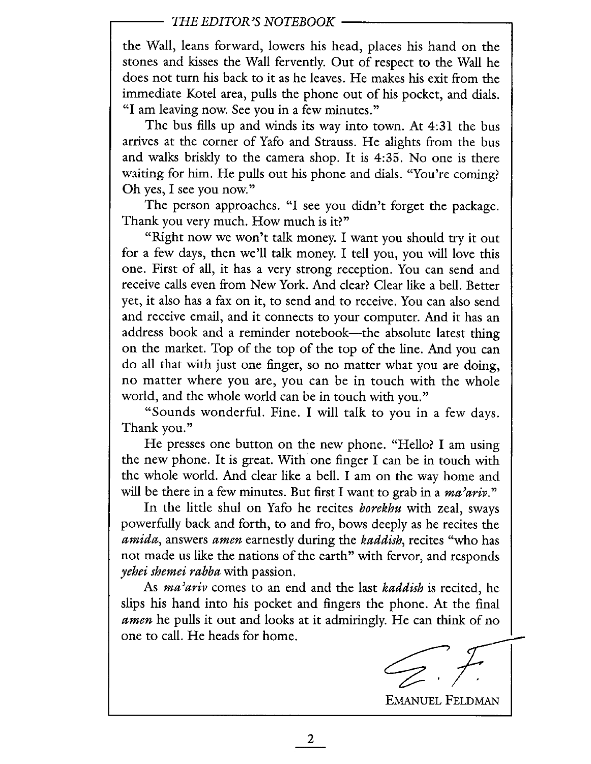the Wall, leans forward, lowers his head, places his hand on the stones and kisses the Wall fervently. Out of respect to the Wall he does not turn his back to it as he leaves. He makes his exit from the immediate Kotel area, pulls the phone out of his pocket, and dials. "I am leaving now. See you in a few minutes."

The bus fills up and winds its way into town. At 4:31 the bus arrives at the corner of Yafo and Strauss. He alights from the bus and walks briskly to the camera shop. It is 4:35. No one is there waiting for him. He pulls out his phone and dials. "You're coming? Oh yes, I see you now."

The person approaches. "I see you didn't forget the package. Thank you very much. How much is it?"

"Right now we won't talk money. I want you should try it out for a few days, then we'll talk money. I tell you, you will love this one. First of all, it has a very strong reception. You can send and receive calls even from New York. And clear? Clear like a bell. Better yet, it also has a fax on it, to send and to receive. You can also send and receive email, and it connects to your computer. And it has an address book and a reminder notebook—the absolute latest thing on the market. Top of the top of the top of the line. And you can do all that with just one finger, so no matter what you are doing, no matter where you are, you can be in touch with the whole world, and the whole world can be in touch with you."

"Sounds wonderful. Fine. I will talk to you in a few days. Thank you."

He presses one button on the new phone. "Hello? I am using the new phone. It is great. With one finger I can be in touch with the whole world. And clear like a bell. I am on the way home and will be there in a few minutes. But first I want to grab in a *ma'ariv*."

In the little shul on Yafo he recites *borekhu* with zeal, sways powerfully back and forth, to and fro, bows deeply as he recites the *amida*, answers *amen* earnestly during the *kaddish*, recites "who has not made us like the nations of the earth" with fervor, and responds *yehei shemei rabba* with passion.

As *ma'ariv* comes to an end and the last *kaddish* is recited, he slips his hand into his pocket and fingers the phone. At the final *amen* he pulls it out and looks at it admiringly. He can think of no one to call. He heads for home.

E. F.

EMANUEL FELDMAN